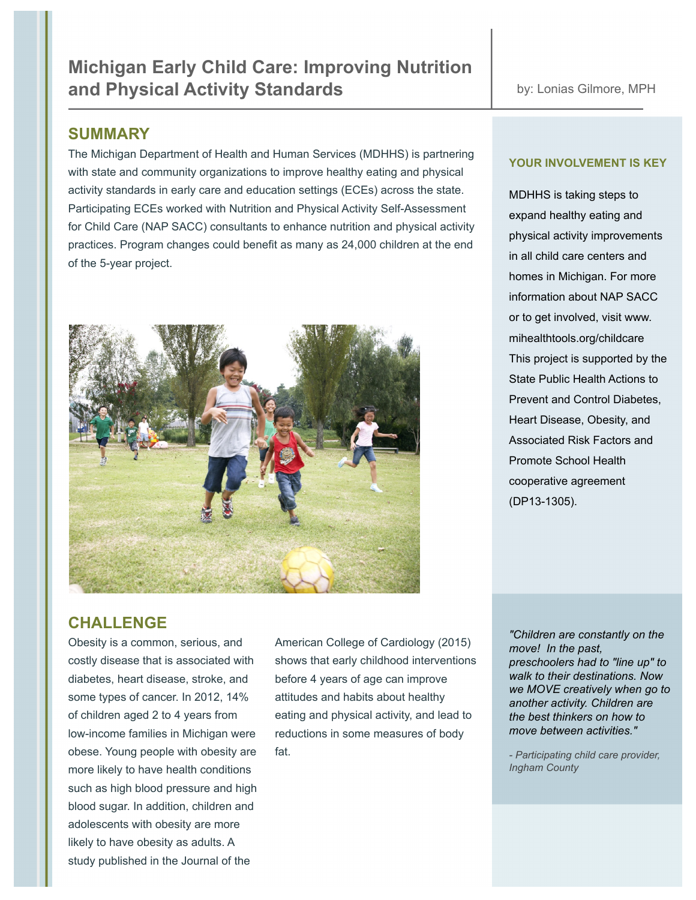# Michigan Early Child Care: Improving Nutrition and Physical Activity Standards

by: Lonias Gilmore, MPH

## SUMMARY

The Michigan Department of Health and Human Services (MDHHS) is partnering with state and community organizations to improve healthy eating and physical activity standards in early care and education settings (ECEs) across the state. Participating ECEs worked with Nutrition and Physical Activity Self-Assessment for Child Care (NAP SACC) consultants to enhance nutrition and physical activity practices. Program changes could benefit as many as 24,000 children at the end of the 5-year project.

## CHALLENGE

Obesity is a common, serious, and costly disease that is associated with diabetes, heart disease, stroke, and some types of cancer. In 2012, 14% of children aged 2 to 4 years from low-income families in Michigan were obese. Young people with obesity are more likely to have health conditions such as high blood pressure and high blood sugar. In addition, children and adolescents with obesity are more likely to have obesity as adults. A study published in the Journal of the American College of Cardiology (2015) shows that early childhood interventions before 4 years of age can improve attitudes and habits about healthy eating and physical activity, and lead to reductions in some measures of body fat.

### YOUR INVOLVEMENT IS KEY

MDHHS is taking steps to expand healthy eating and physical activity improvements in all child care centers and homes in Michigan. For more information about NAP SACC or to get involved, visit www.mihealthtools.org/childcare This project is supported by the State Public Health Actions to Prevent and Control Diabetes, Heart Disease, Obesity, and Associated Risk Factors and Promote School Health cooperative agreement (DP13-1305).

*"Children are constantly on the move! In the past, preschoolers had to "line up" to walk to their destinations. Now we MOVE creatively when go to another activity. Children are the best thinkers on how to move between activities."*

*- Participating child care provider, Ingham County*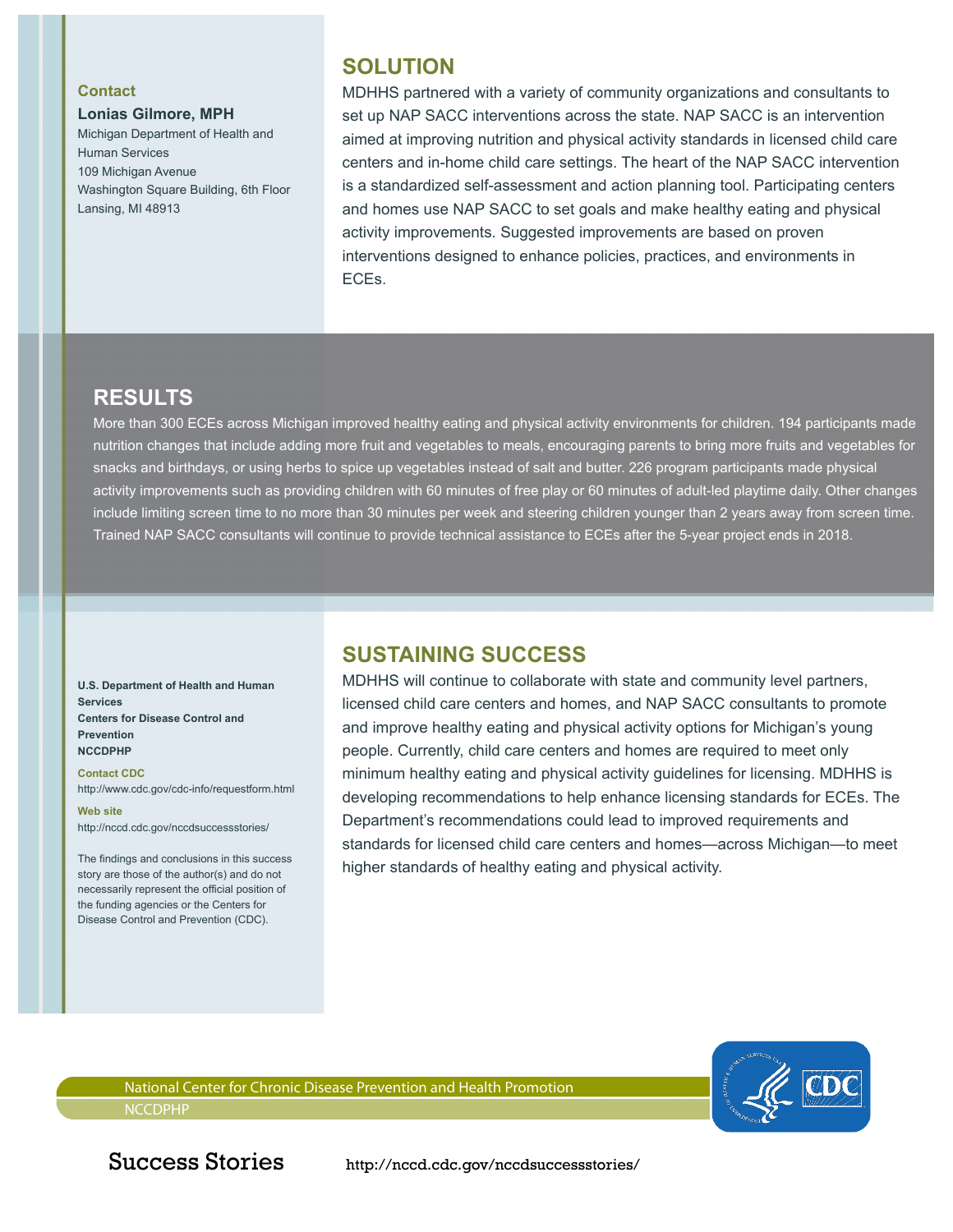**Contact**

**Lonias Gilmore, MPH**
Michigan Department of Health and Human Services
109 Michigan Avenue
Washington Square Building, 6th Floor
Lansing, MI 48913

## SOLUTION

MDHHS partnered with a variety of community organizations and consultants to set up NAP SACC interventions across the state. NAP SACC is an intervention aimed at improving nutrition and physical activity standards in licensed child care centers and in-home child care settings. The heart of the NAP SACC intervention is a standardized self-assessment and action planning tool. Participating centers and homes use NAP SACC to set goals and make healthy eating and physical activity improvements. Suggested improvements are based on proven interventions designed to enhance policies, practices, and environments in ECEs.

## RESULTS

More than 300 ECEs across Michigan improved healthy eating and physical activity environments for children. 194 participants made nutrition changes that include adding more fruit and vegetables to meals, encouraging parents to bring more fruits and vegetables for snacks and birthdays, or using herbs to spice up vegetables instead of salt and butter. 226 program participants made physical activity improvements such as providing children with 60 minutes of free play or 60 minutes of adult-led playtime daily. Other changes include limiting screen time to no more than 30 minutes per week and steering children younger than 2 years away from screen time. Trained NAP SACC consultants will continue to provide technical assistance to ECEs after the 5-year project ends in 2018.

## SUSTAINING SUCCESS

MDHHS will continue to collaborate with state and community level partners, licensed child care centers and homes, and NAP SACC consultants to promote and improve healthy eating and physical activity options for Michigan's young people. Currently, child care centers and homes are required to meet only minimum healthy eating and physical activity guidelines for licensing. MDHHS is developing recommendations to help enhance licensing standards for ECEs. The Department's recommendations could lead to improved requirements and standards for licensed child care centers and homes—across Michigan—to meet higher standards of healthy eating and physical activity.

**U.S. Department of Health and Human Services**
**Centers for Disease Control and Prevention**
**NCCDPHP**

**Contact CDC**
http://www.cdc.gov/cdc-info/requestform.html

**Web site**
http://nccd.cdc.gov/nccdsuccessstories/

The findings and conclusions in this success story are those of the author(s) and do not necessarily represent the official position of the funding agencies or the Centers for Disease Control and Prevention (CDC).

National Center for Chronic Disease Prevention and Health Promotion
NCCDPHP

Success Stories http://nccd.cdc.gov/nccdsuccessstories/